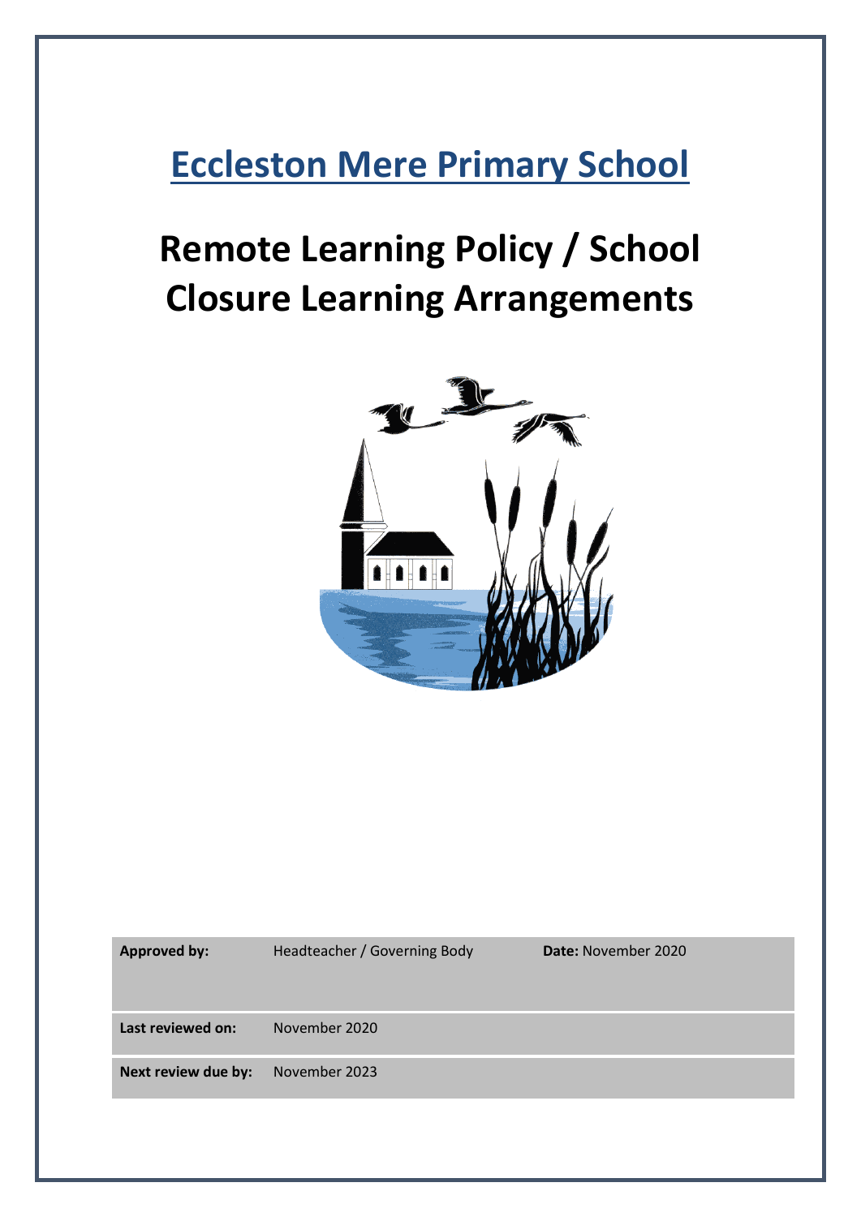# Eccleston Mere Primary School

# Remote Learning Policy / School Closure Learning Arrangements

| **Approved by:** | Headteacher / Governing Body | **Date:** November 2020 |
|---|---|---|
| **Last reviewed on:** | November 2020 | |
| **Next review due by:** | November 2023 | |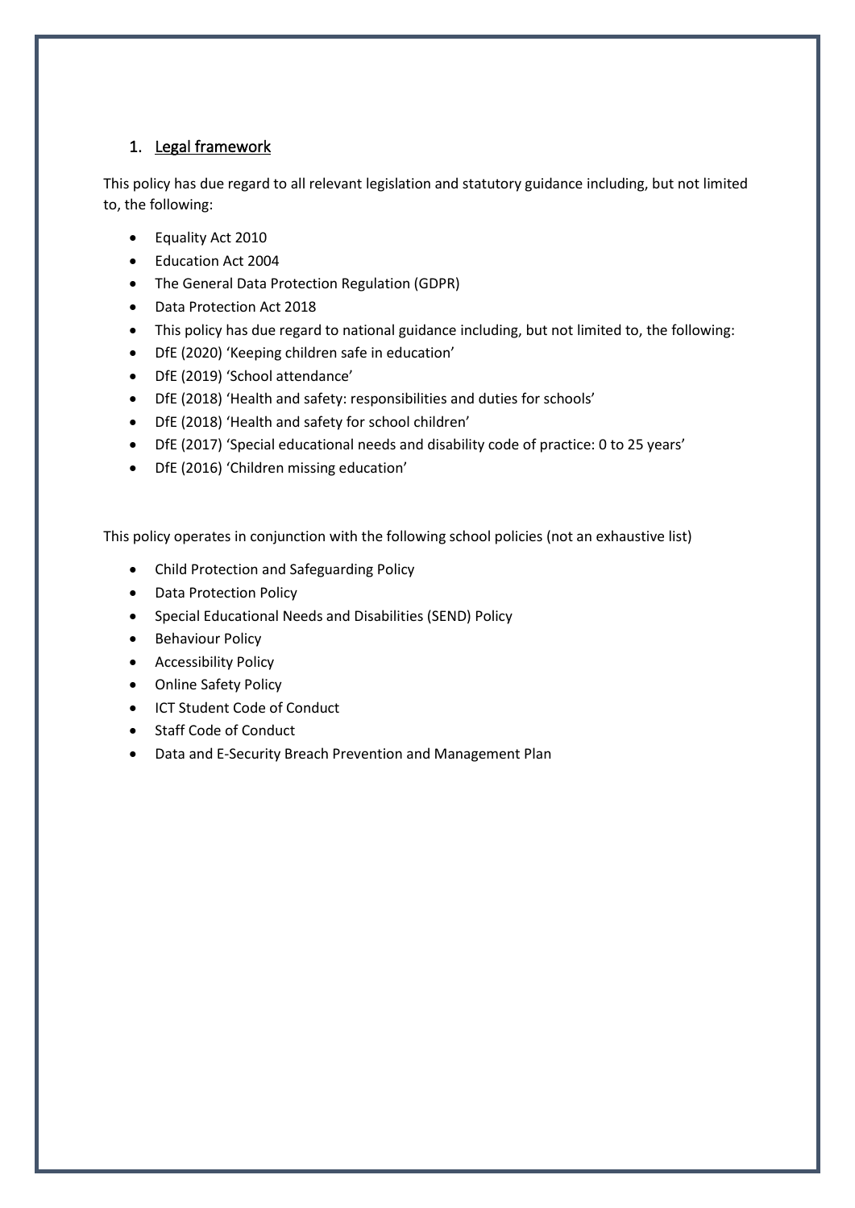## 1. Legal framework

This policy has due regard to all relevant legislation and statutory guidance including, but not limited to, the following:

- Equality Act 2010
- Education Act 2004
- The General Data Protection Regulation (GDPR)
- Data Protection Act 2018
- This policy has due regard to national guidance including, but not limited to, the following:
- DfE (2020) 'Keeping children safe in education'
- DfE (2019) 'School attendance'
- DfE (2018) 'Health and safety: responsibilities and duties for schools'
- DfE (2018) 'Health and safety for school children'
- DfE (2017) 'Special educational needs and disability code of practice: 0 to 25 years'
- DfE (2016) 'Children missing education'

This policy operates in conjunction with the following school policies (not an exhaustive list)

- Child Protection and Safeguarding Policy
- Data Protection Policy
- Special Educational Needs and Disabilities (SEND) Policy
- Behaviour Policy
- Accessibility Policy
- Online Safety Policy
- ICT Student Code of Conduct
- Staff Code of Conduct
- Data and E-Security Breach Prevention and Management Plan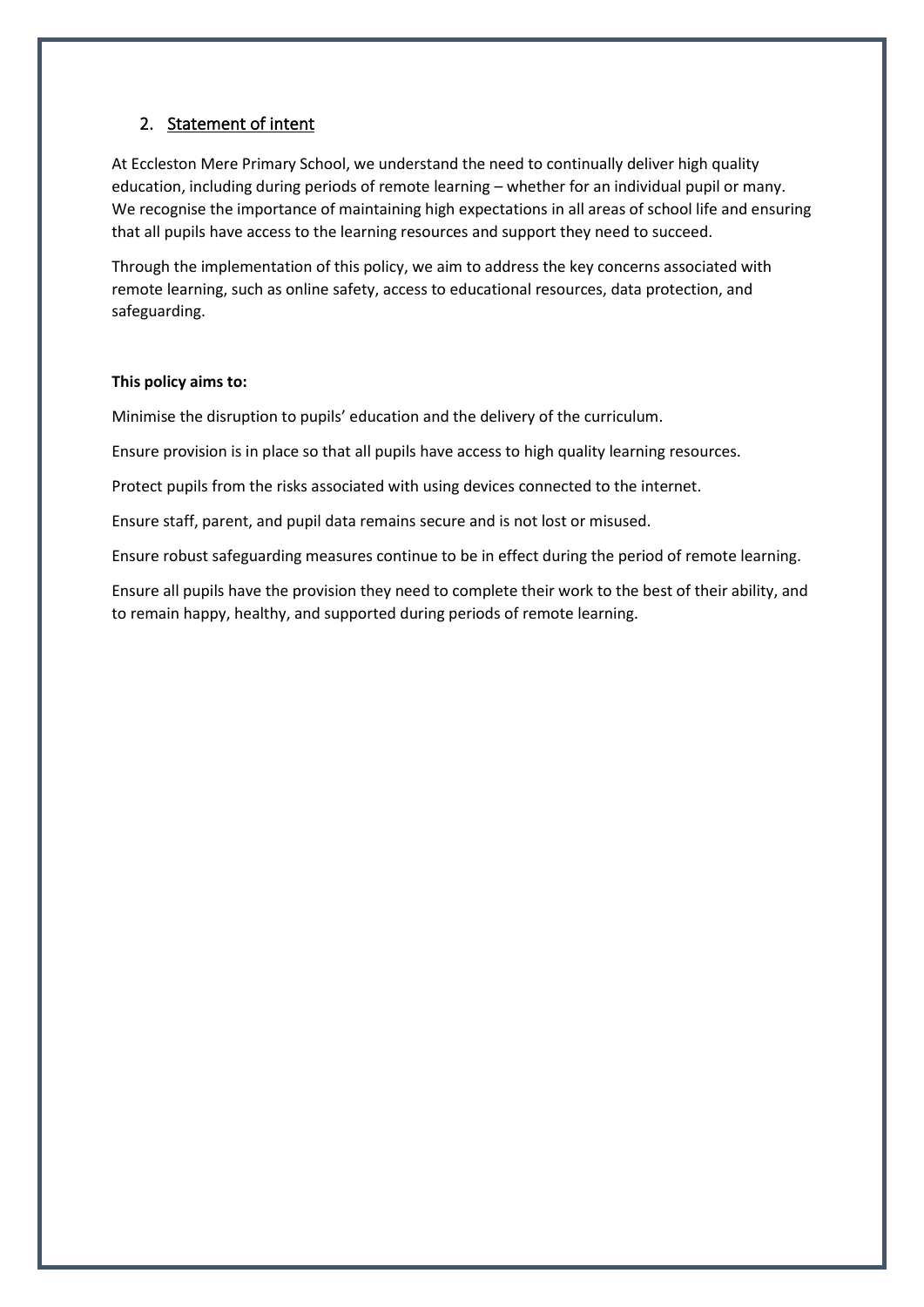## 2. Statement of intent

At Eccleston Mere Primary School, we understand the need to continually deliver high quality education, including during periods of remote learning – whether for an individual pupil or many. We recognise the importance of maintaining high expectations in all areas of school life and ensuring that all pupils have access to the learning resources and support they need to succeed.

Through the implementation of this policy, we aim to address the key concerns associated with remote learning, such as online safety, access to educational resources, data protection, and safeguarding.

**This policy aims to:**

Minimise the disruption to pupils' education and the delivery of the curriculum.

Ensure provision is in place so that all pupils have access to high quality learning resources.

Protect pupils from the risks associated with using devices connected to the internet.

Ensure staff, parent, and pupil data remains secure and is not lost or misused.

Ensure robust safeguarding measures continue to be in effect during the period of remote learning.

Ensure all pupils have the provision they need to complete their work to the best of their ability, and to remain happy, healthy, and supported during periods of remote learning.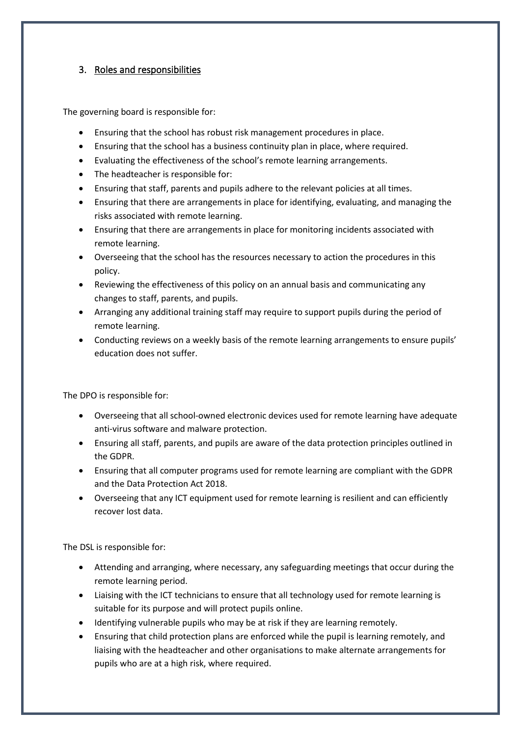## 3. Roles and responsibilities

The governing board is responsible for:

- Ensuring that the school has robust risk management procedures in place.
- Ensuring that the school has a business continuity plan in place, where required.
- Evaluating the effectiveness of the school's remote learning arrangements.
- The headteacher is responsible for:
- Ensuring that staff, parents and pupils adhere to the relevant policies at all times.
- Ensuring that there are arrangements in place for identifying, evaluating, and managing the risks associated with remote learning.
- Ensuring that there are arrangements in place for monitoring incidents associated with remote learning.
- Overseeing that the school has the resources necessary to action the procedures in this policy.
- Reviewing the effectiveness of this policy on an annual basis and communicating any changes to staff, parents, and pupils.
- Arranging any additional training staff may require to support pupils during the period of remote learning.
- Conducting reviews on a weekly basis of the remote learning arrangements to ensure pupils' education does not suffer.

The DPO is responsible for:

- Overseeing that all school-owned electronic devices used for remote learning have adequate anti-virus software and malware protection.
- Ensuring all staff, parents, and pupils are aware of the data protection principles outlined in the GDPR.
- Ensuring that all computer programs used for remote learning are compliant with the GDPR and the Data Protection Act 2018.
- Overseeing that any ICT equipment used for remote learning is resilient and can efficiently recover lost data.

The DSL is responsible for:

- Attending and arranging, where necessary, any safeguarding meetings that occur during the remote learning period.
- Liaising with the ICT technicians to ensure that all technology used for remote learning is suitable for its purpose and will protect pupils online.
- Identifying vulnerable pupils who may be at risk if they are learning remotely.
- Ensuring that child protection plans are enforced while the pupil is learning remotely, and liaising with the headteacher and other organisations to make alternate arrangements for pupils who are at a high risk, where required.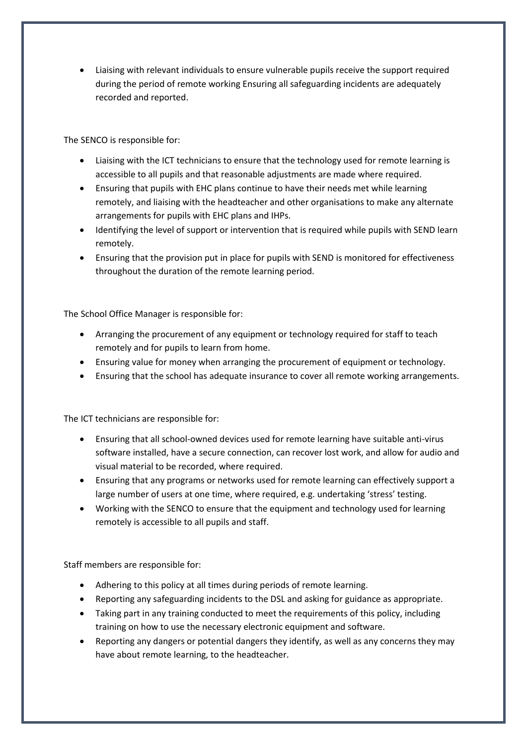- Liaising with relevant individuals to ensure vulnerable pupils receive the support required during the period of remote working Ensuring all safeguarding incidents are adequately recorded and reported.

The SENCO is responsible for:

- Liaising with the ICT technicians to ensure that the technology used for remote learning is accessible to all pupils and that reasonable adjustments are made where required.
- Ensuring that pupils with EHC plans continue to have their needs met while learning remotely, and liaising with the headteacher and other organisations to make any alternate arrangements for pupils with EHC plans and IHPs.
- Identifying the level of support or intervention that is required while pupils with SEND learn remotely.
- Ensuring that the provision put in place for pupils with SEND is monitored for effectiveness throughout the duration of the remote learning period.

The School Office Manager is responsible for:

- Arranging the procurement of any equipment or technology required for staff to teach remotely and for pupils to learn from home.
- Ensuring value for money when arranging the procurement of equipment or technology.
- Ensuring that the school has adequate insurance to cover all remote working arrangements.

The ICT technicians are responsible for:

- Ensuring that all school-owned devices used for remote learning have suitable anti-virus software installed, have a secure connection, can recover lost work, and allow for audio and visual material to be recorded, where required.
- Ensuring that any programs or networks used for remote learning can effectively support a large number of users at one time, where required, e.g. undertaking 'stress' testing.
- Working with the SENCO to ensure that the equipment and technology used for learning remotely is accessible to all pupils and staff.

Staff members are responsible for:

- Adhering to this policy at all times during periods of remote learning.
- Reporting any safeguarding incidents to the DSL and asking for guidance as appropriate.
- Taking part in any training conducted to meet the requirements of this policy, including training on how to use the necessary electronic equipment and software.
- Reporting any dangers or potential dangers they identify, as well as any concerns they may have about remote learning, to the headteacher.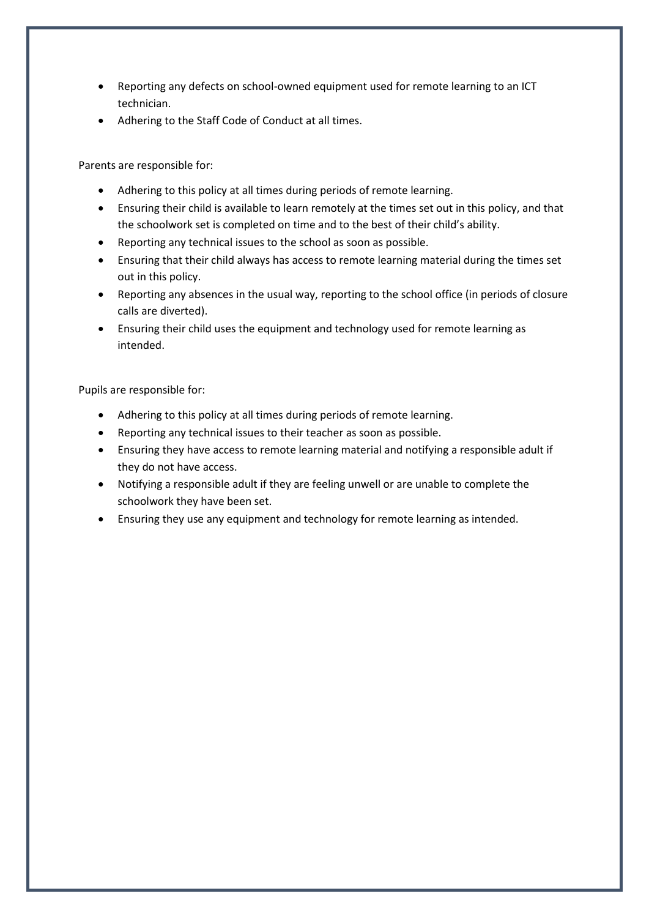- Reporting any defects on school-owned equipment used for remote learning to an ICT technician.
- Adhering to the Staff Code of Conduct at all times.

Parents are responsible for:

- Adhering to this policy at all times during periods of remote learning.
- Ensuring their child is available to learn remotely at the times set out in this policy, and that the schoolwork set is completed on time and to the best of their child's ability.
- Reporting any technical issues to the school as soon as possible.
- Ensuring that their child always has access to remote learning material during the times set out in this policy.
- Reporting any absences in the usual way, reporting to the school office (in periods of closure calls are diverted).
- Ensuring their child uses the equipment and technology used for remote learning as intended.

Pupils are responsible for:

- Adhering to this policy at all times during periods of remote learning.
- Reporting any technical issues to their teacher as soon as possible.
- Ensuring they have access to remote learning material and notifying a responsible adult if they do not have access.
- Notifying a responsible adult if they are feeling unwell or are unable to complete the schoolwork they have been set.
- Ensuring they use any equipment and technology for remote learning as intended.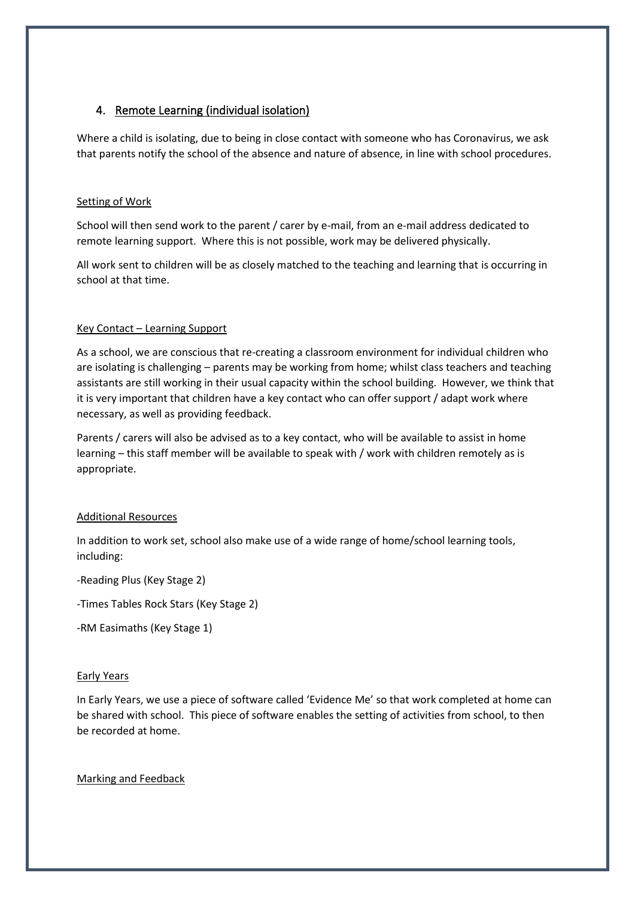## 4. Remote Learning (individual isolation)

Where a child is isolating, due to being in close contact with someone who has Coronavirus, we ask that parents notify the school of the absence and nature of absence, in line with school procedures.

### Setting of Work

School will then send work to the parent / carer by e-mail, from an e-mail address dedicated to remote learning support. Where this is not possible, work may be delivered physically.

All work sent to children will be as closely matched to the teaching and learning that is occurring in school at that time.

### Key Contact – Learning Support

As a school, we are conscious that re-creating a classroom environment for individual children who are isolating is challenging – parents may be working from home; whilst class teachers and teaching assistants are still working in their usual capacity within the school building. However, we think that it is very important that children have a key contact who can offer support / adapt work where necessary, as well as providing feedback.

Parents / carers will also be advised as to a key contact, who will be available to assist in home learning – this staff member will be available to speak with / work with children remotely as is appropriate.

### Additional Resources

In addition to work set, school also make use of a wide range of home/school learning tools, including:

-Reading Plus (Key Stage 2)

-Times Tables Rock Stars (Key Stage 2)

-RM Easimaths (Key Stage 1)

### Early Years

In Early Years, we use a piece of software called 'Evidence Me' so that work completed at home can be shared with school. This piece of software enables the setting of activities from school, to then be recorded at home.

### Marking and Feedback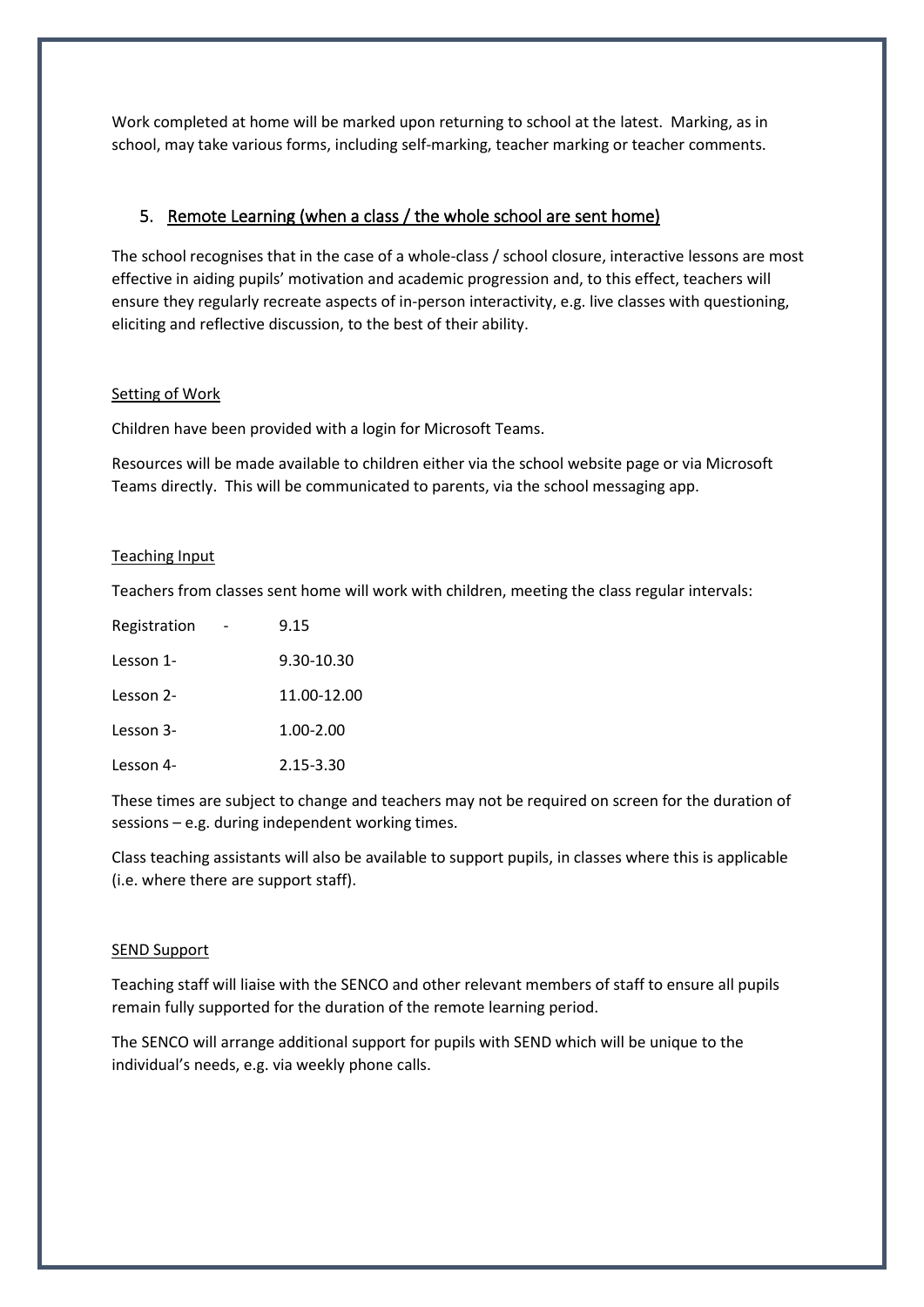Work completed at home will be marked upon returning to school at the latest. Marking, as in school, may take various forms, including self-marking, teacher marking or teacher comments.

## 5. Remote Learning (when a class / the whole school are sent home)

The school recognises that in the case of a whole-class / school closure, interactive lessons are most effective in aiding pupils' motivation and academic progression and, to this effect, teachers will ensure they regularly recreate aspects of in-person interactivity, e.g. live classes with questioning, eliciting and reflective discussion, to the best of their ability.

### Setting of Work

Children have been provided with a login for Microsoft Teams.

Resources will be made available to children either via the school website page or via Microsoft Teams directly. This will be communicated to parents, via the school messaging app.

### Teaching Input

Teachers from classes sent home will work with children, meeting the class regular intervals:

| | |
|---|---|
| Registration - | 9.15 |
| Lesson 1- | 9.30-10.30 |
| Lesson 2- | 11.00-12.00 |
| Lesson 3- | 1.00-2.00 |
| Lesson 4- | 2.15-3.30 |

These times are subject to change and teachers may not be required on screen for the duration of sessions – e.g. during independent working times.

Class teaching assistants will also be available to support pupils, in classes where this is applicable (i.e. where there are support staff).

### SEND Support

Teaching staff will liaise with the SENCO and other relevant members of staff to ensure all pupils remain fully supported for the duration of the remote learning period.

The SENCO will arrange additional support for pupils with SEND which will be unique to the individual's needs, e.g. via weekly phone calls.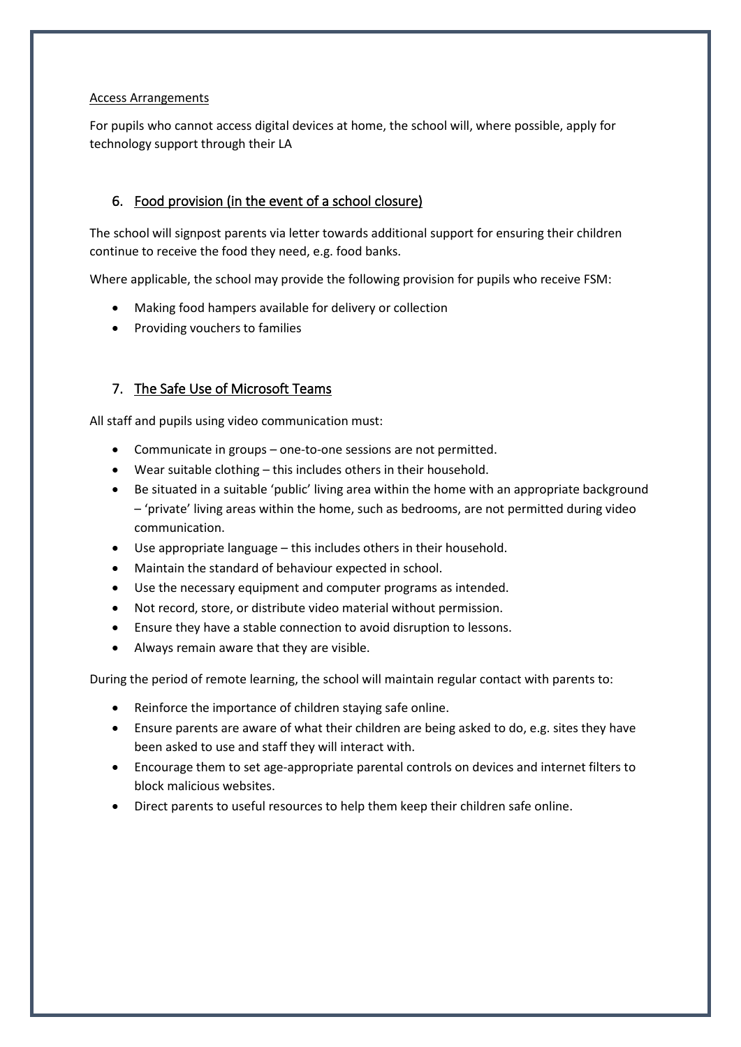Access Arrangements

For pupils who cannot access digital devices at home, the school will, where possible, apply for technology support through their LA

## 6. Food provision (in the event of a school closure)

The school will signpost parents via letter towards additional support for ensuring their children continue to receive the food they need, e.g. food banks.

Where applicable, the school may provide the following provision for pupils who receive FSM:

- Making food hampers available for delivery or collection
- Providing vouchers to families

## 7. The Safe Use of Microsoft Teams

All staff and pupils using video communication must:

- Communicate in groups – one-to-one sessions are not permitted.
- Wear suitable clothing – this includes others in their household.
- Be situated in a suitable 'public' living area within the home with an appropriate background – 'private' living areas within the home, such as bedrooms, are not permitted during video communication.
- Use appropriate language – this includes others in their household.
- Maintain the standard of behaviour expected in school.
- Use the necessary equipment and computer programs as intended.
- Not record, store, or distribute video material without permission.
- Ensure they have a stable connection to avoid disruption to lessons.
- Always remain aware that they are visible.

During the period of remote learning, the school will maintain regular contact with parents to:

- Reinforce the importance of children staying safe online.
- Ensure parents are aware of what their children are being asked to do, e.g. sites they have been asked to use and staff they will interact with.
- Encourage them to set age-appropriate parental controls on devices and internet filters to block malicious websites.
- Direct parents to useful resources to help them keep their children safe online.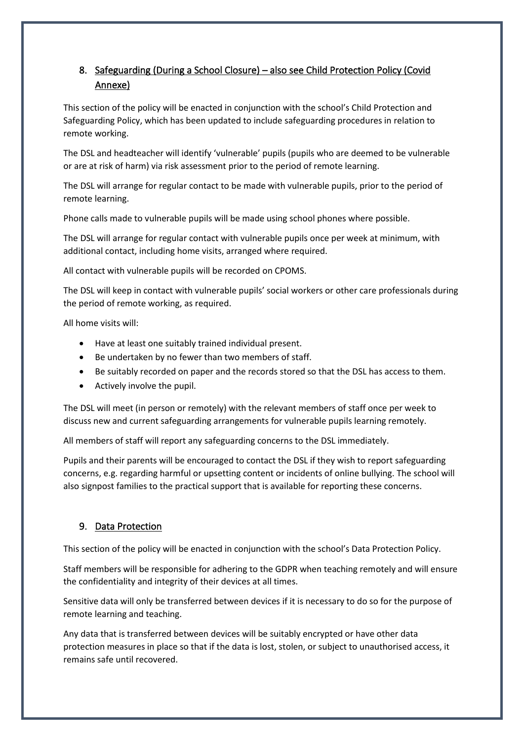## 8. Safeguarding (During a School Closure) – also see Child Protection Policy (Covid Annexe)

This section of the policy will be enacted in conjunction with the school's Child Protection and Safeguarding Policy, which has been updated to include safeguarding procedures in relation to remote working.

The DSL and headteacher will identify 'vulnerable' pupils (pupils who are deemed to be vulnerable or are at risk of harm) via risk assessment prior to the period of remote learning.

The DSL will arrange for regular contact to be made with vulnerable pupils, prior to the period of remote learning.

Phone calls made to vulnerable pupils will be made using school phones where possible.

The DSL will arrange for regular contact with vulnerable pupils once per week at minimum, with additional contact, including home visits, arranged where required.

All contact with vulnerable pupils will be recorded on CPOMS.

The DSL will keep in contact with vulnerable pupils' social workers or other care professionals during the period of remote working, as required.

All home visits will:

- Have at least one suitably trained individual present.
- Be undertaken by no fewer than two members of staff.
- Be suitably recorded on paper and the records stored so that the DSL has access to them.
- Actively involve the pupil.

The DSL will meet (in person or remotely) with the relevant members of staff once per week to discuss new and current safeguarding arrangements for vulnerable pupils learning remotely.

All members of staff will report any safeguarding concerns to the DSL immediately.

Pupils and their parents will be encouraged to contact the DSL if they wish to report safeguarding concerns, e.g. regarding harmful or upsetting content or incidents of online bullying. The school will also signpost families to the practical support that is available for reporting these concerns.

## 9. Data Protection

This section of the policy will be enacted in conjunction with the school's Data Protection Policy.

Staff members will be responsible for adhering to the GDPR when teaching remotely and will ensure the confidentiality and integrity of their devices at all times.

Sensitive data will only be transferred between devices if it is necessary to do so for the purpose of remote learning and teaching.

Any data that is transferred between devices will be suitably encrypted or have other data protection measures in place so that if the data is lost, stolen, or subject to unauthorised access, it remains safe until recovered.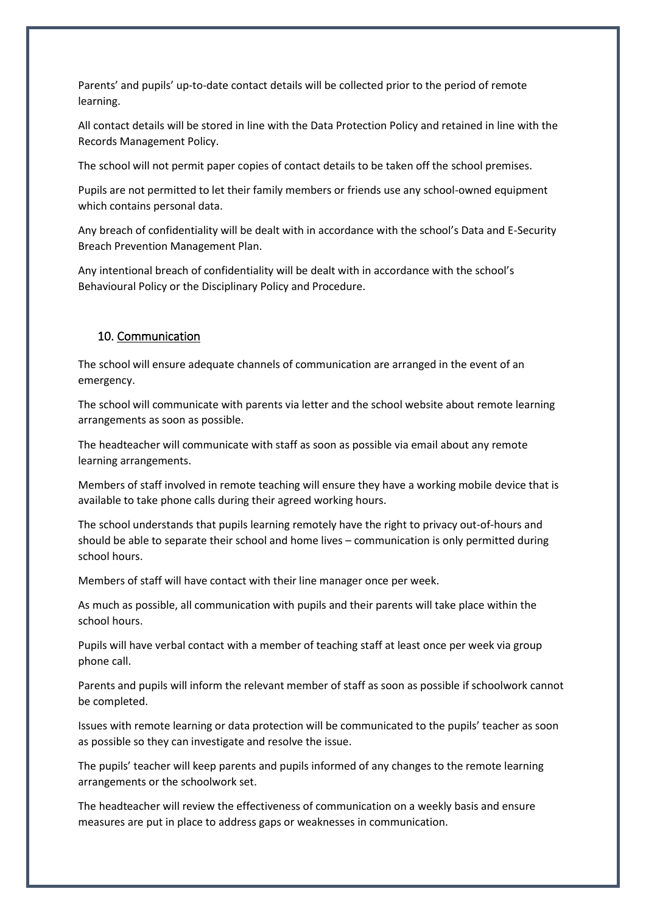Parents' and pupils' up-to-date contact details will be collected prior to the period of remote learning.

All contact details will be stored in line with the Data Protection Policy and retained in line with the Records Management Policy.

The school will not permit paper copies of contact details to be taken off the school premises.

Pupils are not permitted to let their family members or friends use any school-owned equipment which contains personal data.

Any breach of confidentiality will be dealt with in accordance with the school's Data and E-Security Breach Prevention Management Plan.

Any intentional breach of confidentiality will be dealt with in accordance with the school's Behavioural Policy or the Disciplinary Policy and Procedure.

## 10. Communication

The school will ensure adequate channels of communication are arranged in the event of an emergency.

The school will communicate with parents via letter and the school website about remote learning arrangements as soon as possible.

The headteacher will communicate with staff as soon as possible via email about any remote learning arrangements.

Members of staff involved in remote teaching will ensure they have a working mobile device that is available to take phone calls during their agreed working hours.

The school understands that pupils learning remotely have the right to privacy out-of-hours and should be able to separate their school and home lives – communication is only permitted during school hours.

Members of staff will have contact with their line manager once per week.

As much as possible, all communication with pupils and their parents will take place within the school hours.

Pupils will have verbal contact with a member of teaching staff at least once per week via group phone call.

Parents and pupils will inform the relevant member of staff as soon as possible if schoolwork cannot be completed.

Issues with remote learning or data protection will be communicated to the pupils' teacher as soon as possible so they can investigate and resolve the issue.

The pupils' teacher will keep parents and pupils informed of any changes to the remote learning arrangements or the schoolwork set.

The headteacher will review the effectiveness of communication on a weekly basis and ensure measures are put in place to address gaps or weaknesses in communication.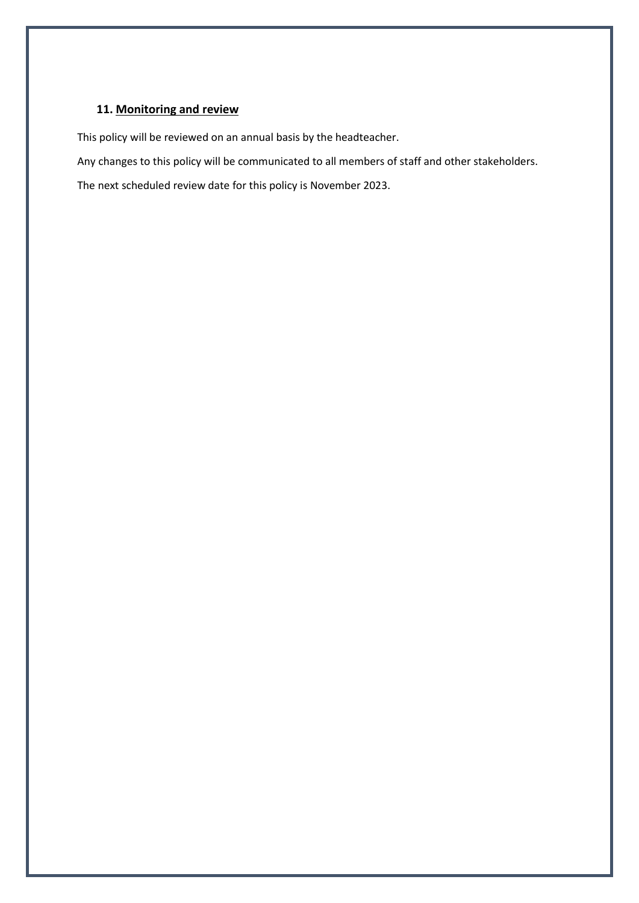## 11. Monitoring and review

This policy will be reviewed on an annual basis by the headteacher.

Any changes to this policy will be communicated to all members of staff and other stakeholders.

The next scheduled review date for this policy is November 2023.